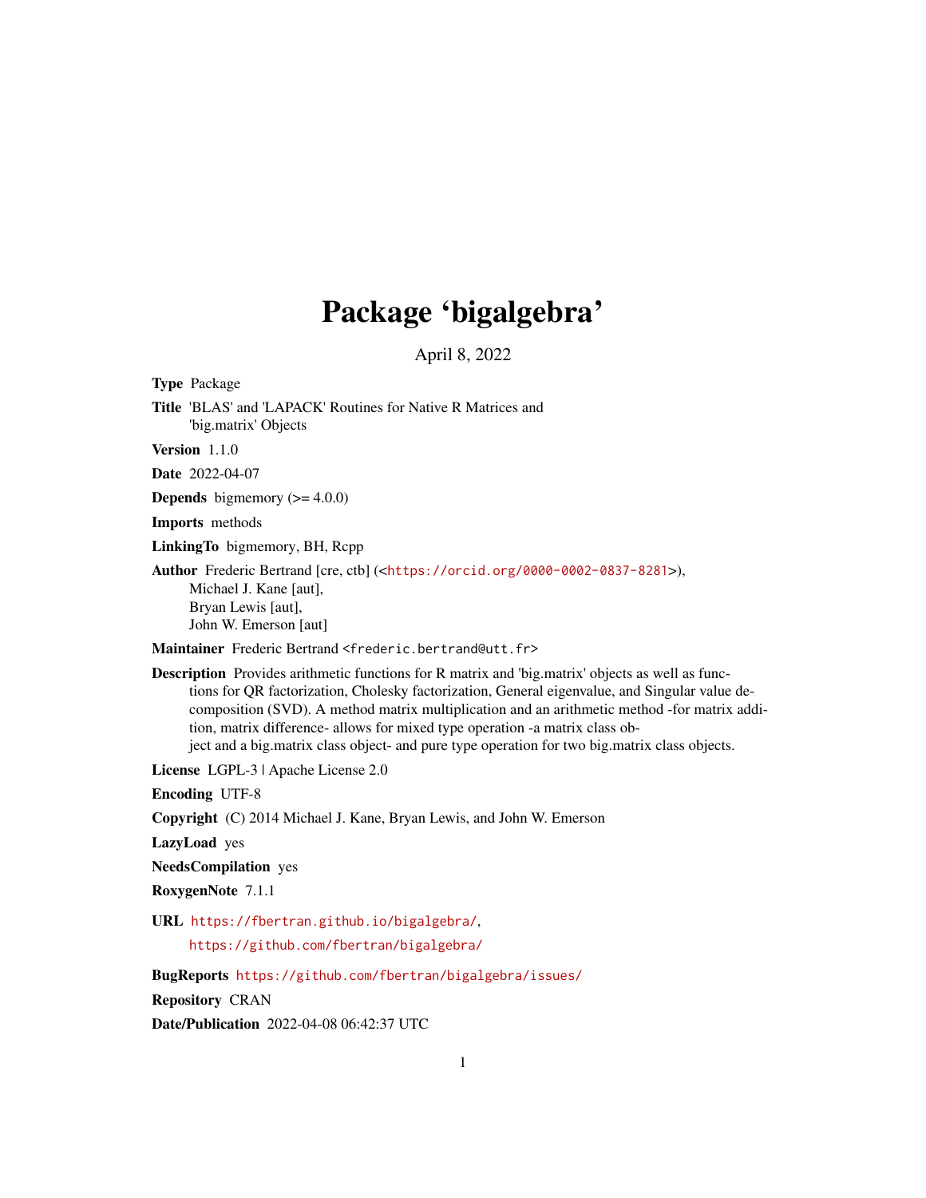# Package 'bigalgebra'

April 8, 2022

**Type** Package

**Title** 'BLAS' and 'LAPACK' Routines for Native R Matrices and 'big.matrix' Objects

**Version** 1.1.0

**Date** 2022-04-07

**Depends** bigmemory (>= 4.0.0)

**Imports** methods

**LinkingTo** bigmemory, BH, Rcpp

**Author** Frederic Bertrand [cre, ctb] (<https://orcid.org/0000-0002-0837-8281>), Michael J. Kane [aut], Bryan Lewis [aut], John W. Emerson [aut]

**Maintainer** Frederic Bertrand <frederic.bertrand@utt.fr>

**Description** Provides arithmetic functions for R matrix and 'big.matrix' objects as well as functions for QR factorization, Cholesky factorization, General eigenvalue, and Singular value decomposition (SVD). A method matrix multiplication and an arithmetic method -for matrix addition, matrix difference- allows for mixed type operation -a matrix class object and a big.matrix class object- and pure type operation for two big.matrix class objects.

**License** LGPL-3 | Apache License 2.0

**Encoding** UTF-8

**Copyright** (C) 2014 Michael J. Kane, Bryan Lewis, and John W. Emerson

**LazyLoad** yes

**NeedsCompilation** yes

**RoxygenNote** 7.1.1

**URL** https://fbertran.github.io/bigalgebra/, https://github.com/fbertran/bigalgebra/

**BugReports** https://github.com/fbertran/bigalgebra/issues/

**Repository** CRAN

**Date/Publication** 2022-04-08 06:42:37 UTC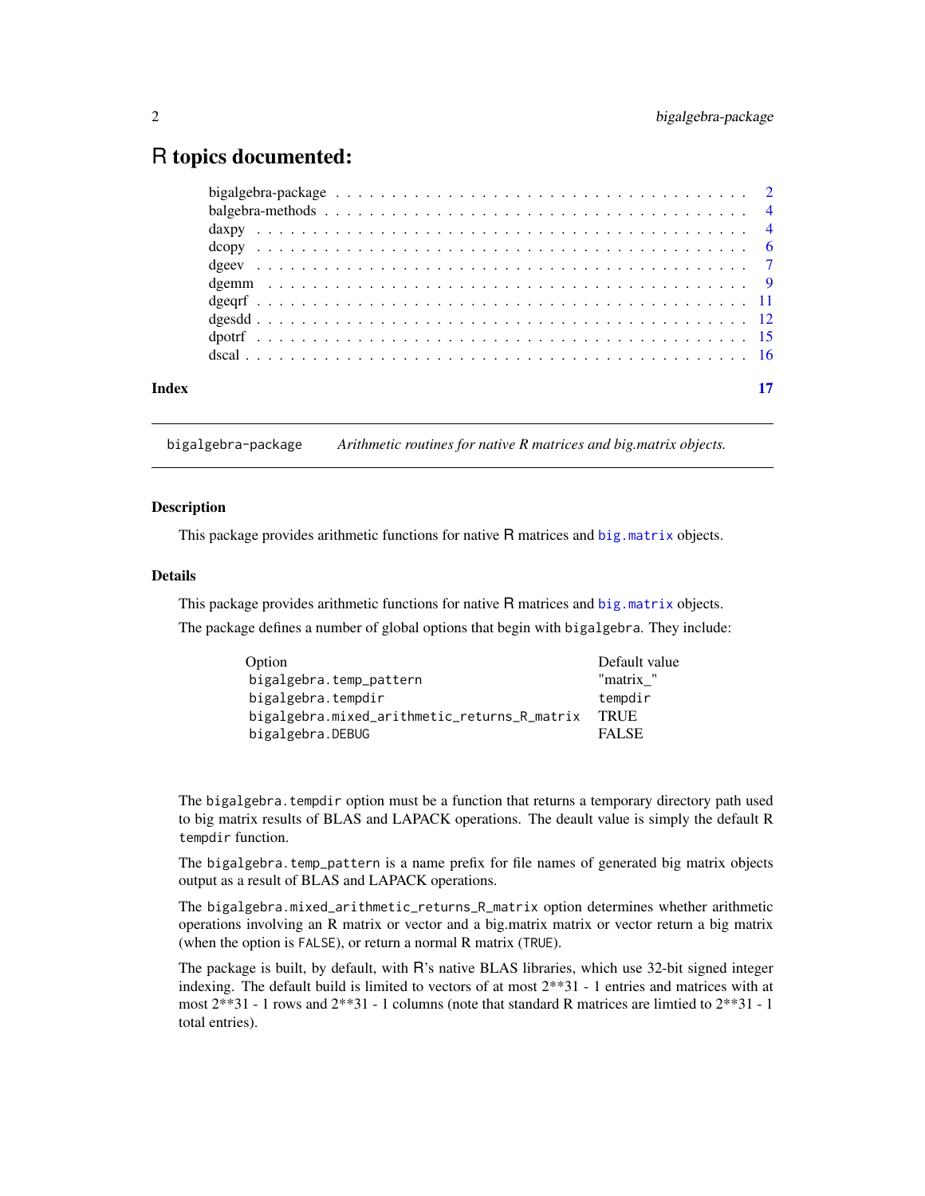# R topics documented:

| | |
|---|---|
| bigalgebra-package | 2 |
| balgebra-methods | 4 |
| daxpy | 4 |
| dcopy | 6 |
| dgeev | 7 |
| dgemm | 9 |
| dgeqrf | 11 |
| dgesdd | 12 |
| dpotrf | 15 |
| dscal | 16 |
| **Index** | **17** |

---

`bigalgebra-package` *Arithmetic routines for native R matrices and big.matrix objects.*

---

### Description

This package provides arithmetic functions for native R matrices and `big.matrix` objects.

### Details

This package provides arithmetic functions for native R matrices and `big.matrix` objects.

The package defines a number of global options that begin with `bigalgebra`. They include:

| Option | Default value |
|---|---|
| `bigalgebra.temp_pattern` | "matrix_" |
| `bigalgebra.tempdir` | `tempdir` |
| `bigalgebra.mixed_arithmetic_returns_R_matrix` | TRUE |
| `bigalgebra.DEBUG` | FALSE |

The `bigalgebra.tempdir` option must be a function that returns a temporary directory path used to big matrix results of BLAS and LAPACK operations. The deault value is simply the default R `tempdir` function.

The `bigalgebra.temp_pattern` is a name prefix for file names of generated big matrix objects output as a result of BLAS and LAPACK operations.

The `bigalgebra.mixed_arithmetic_returns_R_matrix` option determines whether arithmetic operations involving an R matrix or vector and a big.matrix matrix or vector return a big matrix (when the option is `FALSE`), or return a normal R matrix (`TRUE`).

The package is built, by default, with R's native BLAS libraries, which use 32-bit signed integer indexing. The default build is limited to vectors of at most 2**31 - 1 entries and matrices with at most 2**31 - 1 rows and 2**31 - 1 columns (note that standard R matrices are limtied to 2**31 - 1 total entries).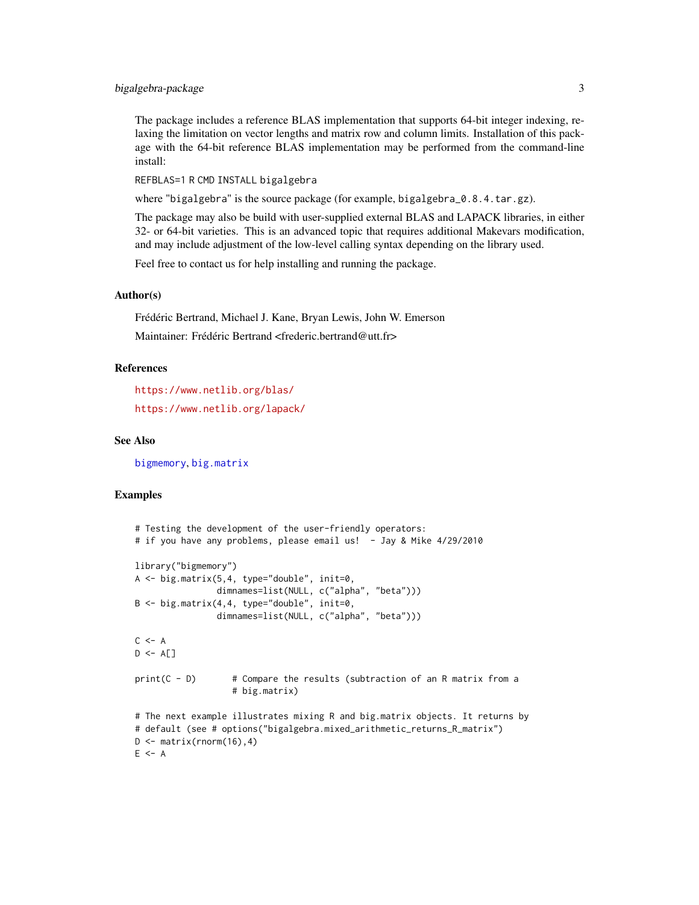The package includes a reference BLAS implementation that supports 64-bit integer indexing, relaxing the limitation on vector lengths and matrix row and column limits. Installation of this package with the 64-bit reference BLAS implementation may be performed from the command-line install:

`REFBLAS=1 R CMD INSTALL bigalgebra`

where "`bigalgebra`" is the source package (for example, `bigalgebra_0.8.4.tar.gz`).

The package may also be build with user-supplied external BLAS and LAPACK libraries, in either 32- or 64-bit varieties. This is an advanced topic that requires additional Makevars modification, and may include adjustment of the low-level calling syntax depending on the library used.

Feel free to contact us for help installing and running the package.

### Author(s)

Frédéric Bertrand, Michael J. Kane, Bryan Lewis, John W. Emerson

Maintainer: Frédéric Bertrand <frederic.bertrand@utt.fr>

### References

https://www.netlib.org/blas/

https://www.netlib.org/lapack/

### See Also

bigmemory, big.matrix

### Examples

```
# Testing the development of the user-friendly operators:
# if you have any problems, please email us!  - Jay & Mike 4/29/2010

library("bigmemory")
A <- big.matrix(5,4, type="double", init=0,
                dimnames=list(NULL, c("alpha", "beta")))
B <- big.matrix(4,4, type="double", init=0,
                dimnames=list(NULL, c("alpha", "beta")))

C <- A
D <- A[]

print(C - D)       # Compare the results (subtraction of an R matrix from a
                   # big.matrix)

# The next example illustrates mixing R and big.matrix objects. It returns by
# default (see # options("bigalgebra.mixed_arithmetic_returns_R_matrix")
D <- matrix(rnorm(16),4)
E <- A
```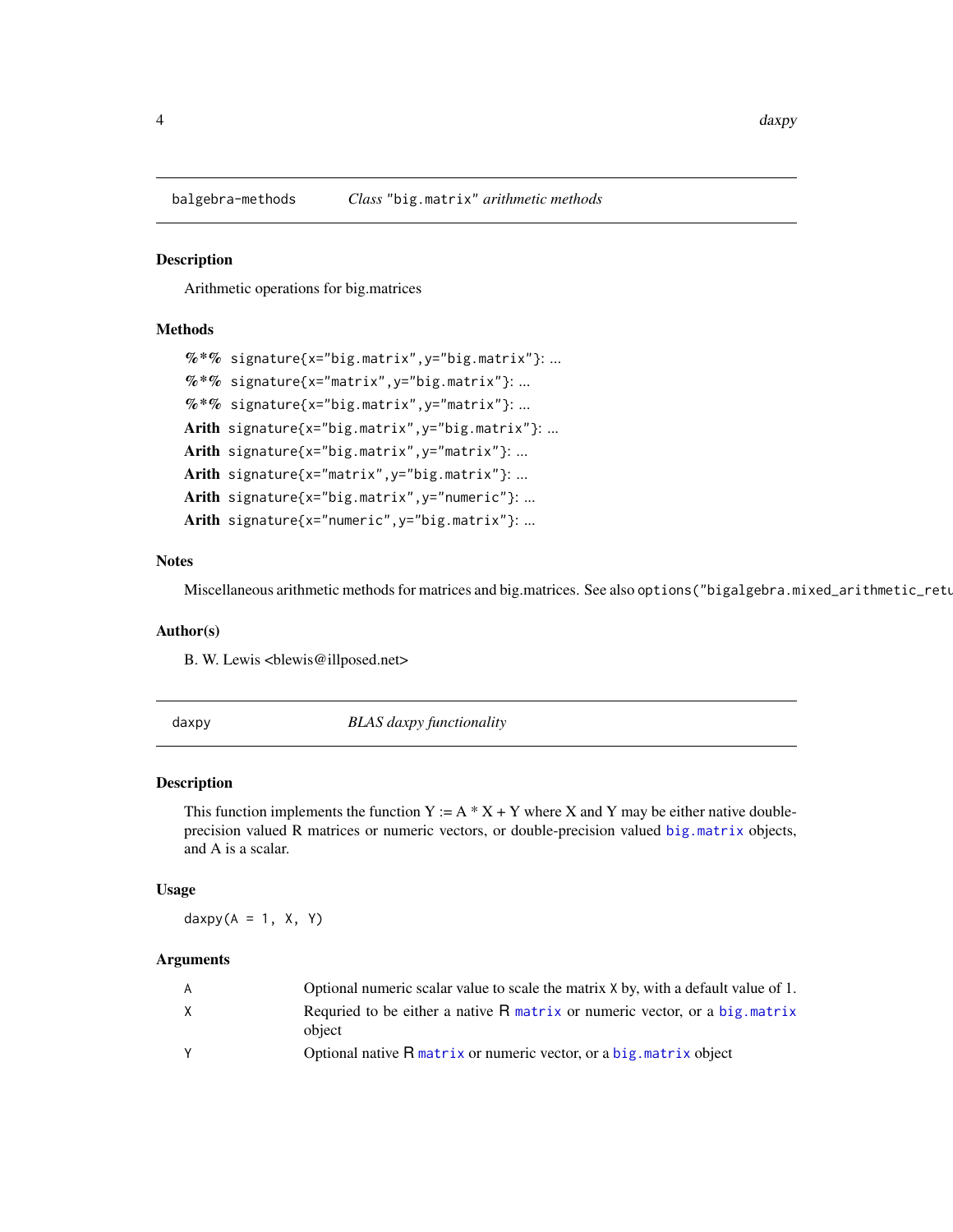## balgebra-methods — *Class "big.matrix" arithmetic methods*

### Description

Arithmetic operations for big.matrices

### Methods

- **%*%** `signature{x="big.matrix",y="big.matrix"}`: ...
- **%*%** `signature{x="matrix",y="big.matrix"}`: ...
- **%*%** `signature{x="big.matrix",y="matrix"}`: ...
- **Arith** `signature{x="big.matrix",y="big.matrix"}`: ...
- **Arith** `signature{x="big.matrix",y="matrix"}`: ...
- **Arith** `signature{x="matrix",y="big.matrix"}`: ...
- **Arith** `signature{x="big.matrix",y="numeric"}`: ...
- **Arith** `signature{x="numeric",y="big.matrix"}`: ...

### Notes

Miscellaneous arithmetic methods for matrices and big.matrices. See also `options("bigalgebra.mixed_arithmetic_retu`

### Author(s)

B. W. Lewis <blewis@illposed.net>

## daxpy — *BLAS daxpy functionality*

### Description

This function implements the function Y := A * X + Y where X and Y may be either native double-precision valued R matrices or numeric vectors, or double-precision valued `big.matrix` objects, and A is a scalar.

### Usage

```
daxpy(A = 1, X, Y)
```

### Arguments

| | |
|---|---|
| `A` | Optional numeric scalar value to scale the matrix `X` by, with a default value of 1. |
| `X` | Requried to be either a native R `matrix` or numeric vector, or a `big.matrix` object |
| `Y` | Optional native R `matrix` or numeric vector, or a `big.matrix` object |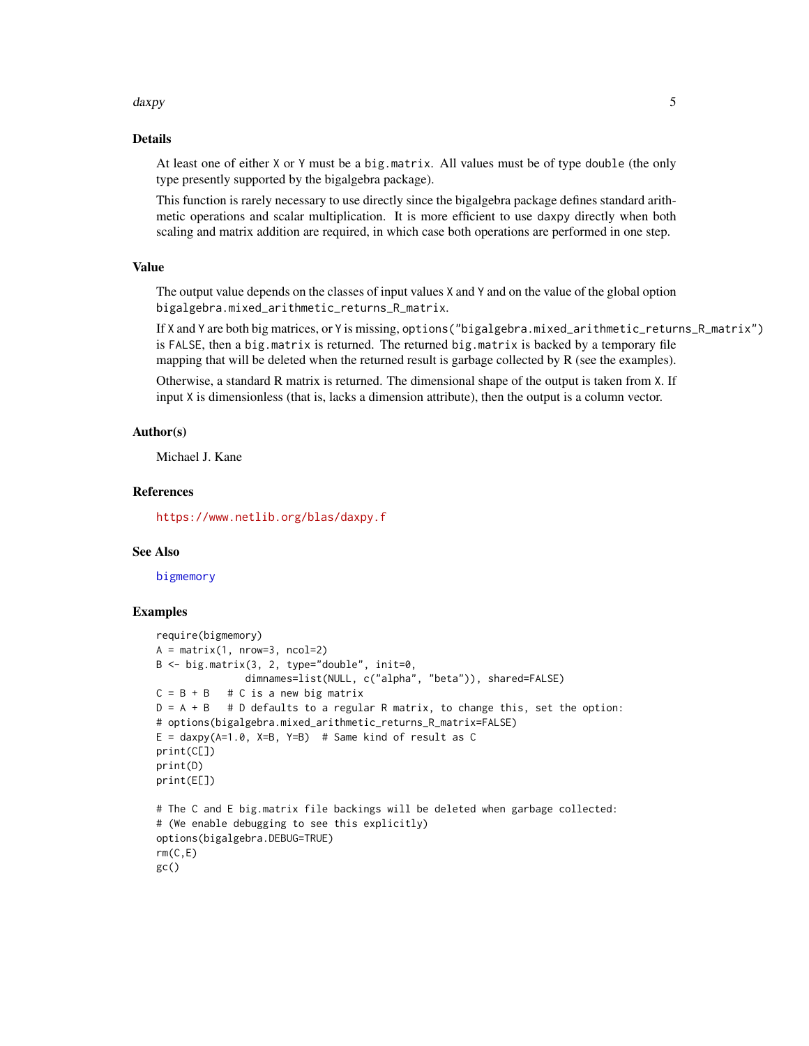### Details

At least one of either X or Y must be a big.matrix. All values must be of type double (the only type presently supported by the bigalgebra package).

This function is rarely necessary to use directly since the bigalgebra package defines standard arithmetic operations and scalar multiplication. It is more efficient to use daxpy directly when both scaling and matrix addition are required, in which case both operations are performed in one step.

### Value

The output value depends on the classes of input values X and Y and on the value of the global option bigalgebra.mixed_arithmetic_returns_R_matrix.

If X and Y are both big matrices, or Y is missing, options("bigalgebra.mixed_arithmetic_returns_R_matrix") is FALSE, then a big.matrix is returned. The returned big.matrix is backed by a temporary file mapping that will be deleted when the returned result is garbage collected by R (see the examples).

Otherwise, a standard R matrix is returned. The dimensional shape of the output is taken from X. If input X is dimensionless (that is, lacks a dimension attribute), then the output is a column vector.

### Author(s)

Michael J. Kane

### References

https://www.netlib.org/blas/daxpy.f

### See Also

bigmemory

### Examples

```
require(bigmemory)
A = matrix(1, nrow=3, ncol=2)
B <- big.matrix(3, 2, type="double", init=0,
                dimnames=list(NULL, c("alpha", "beta")), shared=FALSE)
C = B + B   # C is a new big matrix
D = A + B   # D defaults to a regular R matrix, to change this, set the option:
# options(bigalgebra.mixed_arithmetic_returns_R_matrix=FALSE)
E = daxpy(A=1.0, X=B, Y=B)  # Same kind of result as C
print(C[])
print(D)
print(E[])

# The C and E big.matrix file backings will be deleted when garbage collected:
# (We enable debugging to see this explicitly)
options(bigalgebra.DEBUG=TRUE)
rm(C,E)
gc()
```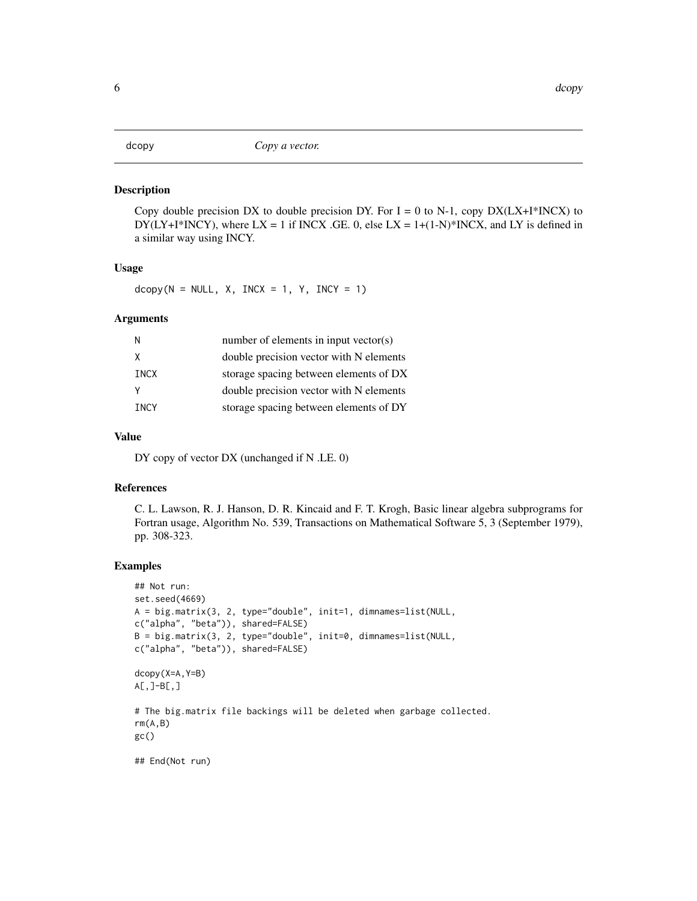dcopy *Copy a vector.*

## Description

Copy double precision DX to double precision DY. For I = 0 to N-1, copy DX(LX+I*INCX) to DY(LY+I*INCY), where LX = 1 if INCX .GE. 0, else LX = 1+(1-N)*INCX, and LY is defined in a similar way using INCY.

## Usage

```
dcopy(N = NULL, X, INCX = 1, Y, INCY = 1)
```

## Arguments

| | |
|---|---|
| N | number of elements in input vector(s) |
| X | double precision vector with N elements |
| INCX | storage spacing between elements of DX |
| Y | double precision vector with N elements |
| INCY | storage spacing between elements of DY |

## Value

DY copy of vector DX (unchanged if N .LE. 0)

## References

C. L. Lawson, R. J. Hanson, D. R. Kincaid and F. T. Krogh, Basic linear algebra subprograms for Fortran usage, Algorithm No. 539, Transactions on Mathematical Software 5, 3 (September 1979), pp. 308-323.

## Examples

```
## Not run:
set.seed(4669)
A = big.matrix(3, 2, type="double", init=1, dimnames=list(NULL,
c("alpha", "beta")), shared=FALSE)
B = big.matrix(3, 2, type="double", init=0, dimnames=list(NULL,
c("alpha", "beta")), shared=FALSE)

dcopy(X=A,Y=B)
A[,]-B[,]

# The big.matrix file backings will be deleted when garbage collected.
rm(A,B)
gc()

## End(Not run)
```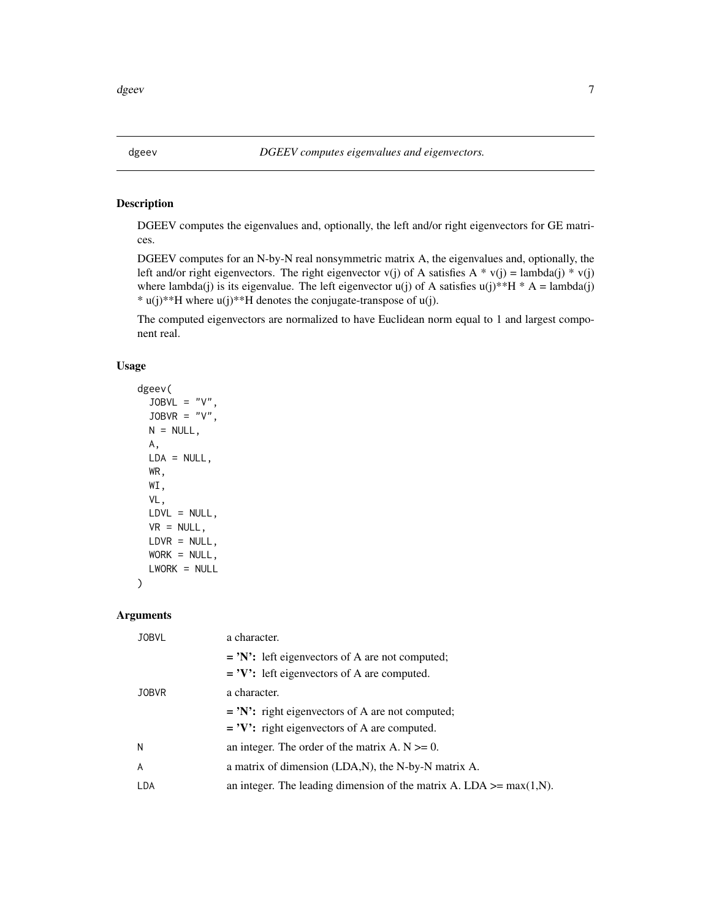## dgeev — *DGEEV computes eigenvalues and eigenvectors.*

### Description

DGEEV computes the eigenvalues and, optionally, the left and/or right eigenvectors for GE matrices.

DGEEV computes for an N-by-N real nonsymmetric matrix A, the eigenvalues and, optionally, the left and/or right eigenvectors. The right eigenvector v(j) of A satisfies A * v(j) = lambda(j) * v(j) where lambda(j) is its eigenvalue. The left eigenvector u(j) of A satisfies u(j)**H * A = lambda(j) * u(j)**H where u(j)**H denotes the conjugate-transpose of u(j).

The computed eigenvectors are normalized to have Euclidean norm equal to 1 and largest component real.

### Usage

```
dgeev(
  JOBVL = "V",
  JOBVR = "V",
  N = NULL,
  A,
  LDA = NULL,
  WR,
  WI,
  VL,
  LDVL = NULL,
  VR = NULL,
  LDVR = NULL,
  WORK = NULL,
  LWORK = NULL
)
```

### Arguments

| | |
|---|---|
| JOBVL | a character.<br>**= 'N':** left eigenvectors of A are not computed;<br>**= 'V':** left eigenvectors of A are computed. |
| JOBVR | a character.<br>**= 'N':** right eigenvectors of A are not computed;<br>**= 'V':** right eigenvectors of A are computed. |
| N | an integer. The order of the matrix A. N >= 0. |
| A | a matrix of dimension (LDA,N), the N-by-N matrix A. |
| LDA | an integer. The leading dimension of the matrix A. LDA >= max(1,N). |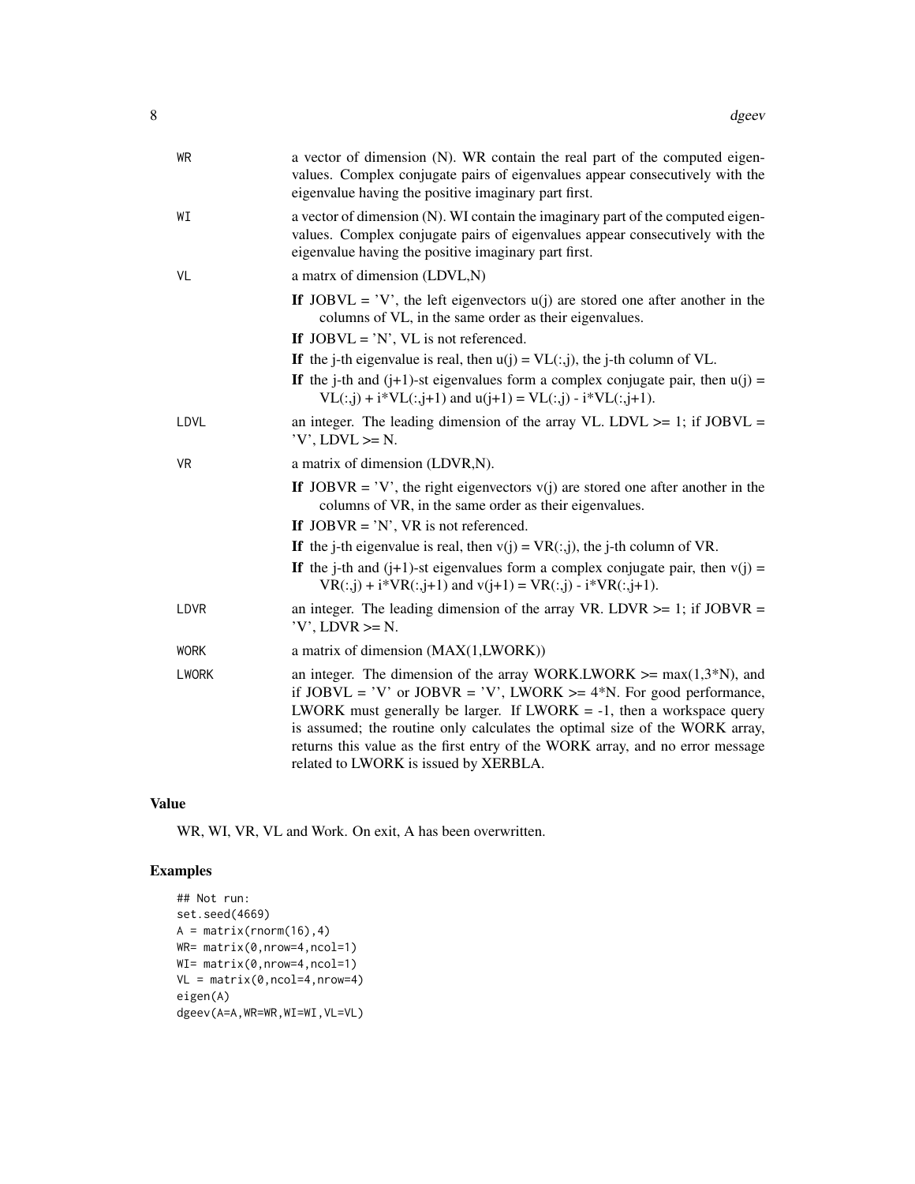| | |
|---|---|
| WR | a vector of dimension (N). WR contain the real part of the computed eigenvalues. Complex conjugate pairs of eigenvalues appear consecutively with the eigenvalue having the positive imaginary part first. |
| WI | a vector of dimension (N). WI contain the imaginary part of the computed eigenvalues. Complex conjugate pairs of eigenvalues appear consecutively with the eigenvalue having the positive imaginary part first. |
| VL | a matrx of dimension (LDVL,N)<br>**If** JOBVL = 'V', the left eigenvectors u(j) are stored one after another in the columns of VL, in the same order as their eigenvalues.<br>**If** JOBVL = 'N', VL is not referenced.<br>**If** the j-th eigenvalue is real, then u(j) = VL(:,j), the j-th column of VL.<br>**If** the j-th and (j+1)-st eigenvalues form a complex conjugate pair, then u(j) = VL(:,j) + i*VL(:,j+1) and u(j+1) = VL(:,j) - i*VL(:,j+1). |
| LDVL | an integer. The leading dimension of the array VL. LDVL >= 1; if JOBVL = 'V', LDVL >= N. |
| VR | a matrix of dimension (LDVR,N).<br>**If** JOBVR = 'V', the right eigenvectors v(j) are stored one after another in the columns of VR, in the same order as their eigenvalues.<br>**If** JOBVR = 'N', VR is not referenced.<br>**If** the j-th eigenvalue is real, then v(j) = VR(:,j), the j-th column of VR.<br>**If** the j-th and (j+1)-st eigenvalues form a complex conjugate pair, then v(j) = VR(:,j) + i*VR(:,j+1) and v(j+1) = VR(:,j) - i*VR(:,j+1). |
| LDVR | an integer. The leading dimension of the array VR. LDVR >= 1; if JOBVR = 'V', LDVR >= N. |
| WORK | a matrix of dimension (MAX(1,LWORK)) |
| LWORK | an integer. The dimension of the array WORK.LWORK >= max(1,3*N), and if JOBVL = 'V' or JOBVR = 'V', LWORK >= 4*N. For good performance, LWORK must generally be larger. If LWORK = -1, then a workspace query is assumed; the routine only calculates the optimal size of the WORK array, returns this value as the first entry of the WORK array, and no error message related to LWORK is issued by XERBLA. |

## Value

WR, WI, VR, VL and Work. On exit, A has been overwritten.

## Examples

```
## Not run:
set.seed(4669)
A = matrix(rnorm(16),4)
WR= matrix(0,nrow=4,ncol=1)
WI= matrix(0,nrow=4,ncol=1)
VL = matrix(0,ncol=4,nrow=4)
eigen(A)
dgeev(A=A,WR=WR,WI=WI,VL=VL)
```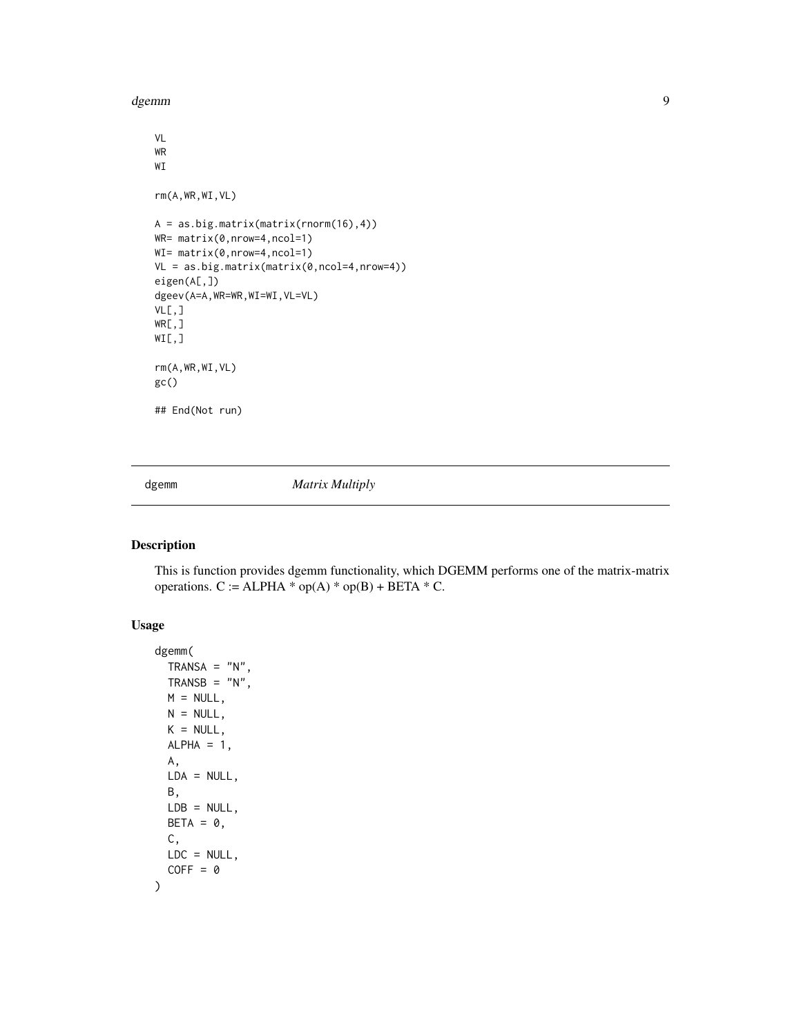```
VL
WR
WI

rm(A,WR,WI,VL)

A = as.big.matrix(matrix(rnorm(16),4))
WR= matrix(0,nrow=4,ncol=1)
WI= matrix(0,nrow=4,ncol=1)
VL = as.big.matrix(matrix(0,ncol=4,nrow=4))
eigen(A[,])
dgeev(A=A,WR=WR,WI=WI,VL=VL)
VL[,]
WR[,]
WI[,]

rm(A,WR,WI,VL)
gc()

## End(Not run)
```

---

dgemm *Matrix Multiply*

---

## Description

This is function provides dgemm functionality, which DGEMM performs one of the matrix-matrix operations. C := ALPHA * op(A) * op(B) + BETA * C.

## Usage

```
dgemm(
  TRANSA = "N",
  TRANSB = "N",
  M = NULL,
  N = NULL,
  K = NULL,
  ALPHA = 1,
  A,
  LDA = NULL,
  B,
  LDB = NULL,
  BETA = 0,
  C,
  LDC = NULL,
  COFF = 0
)
```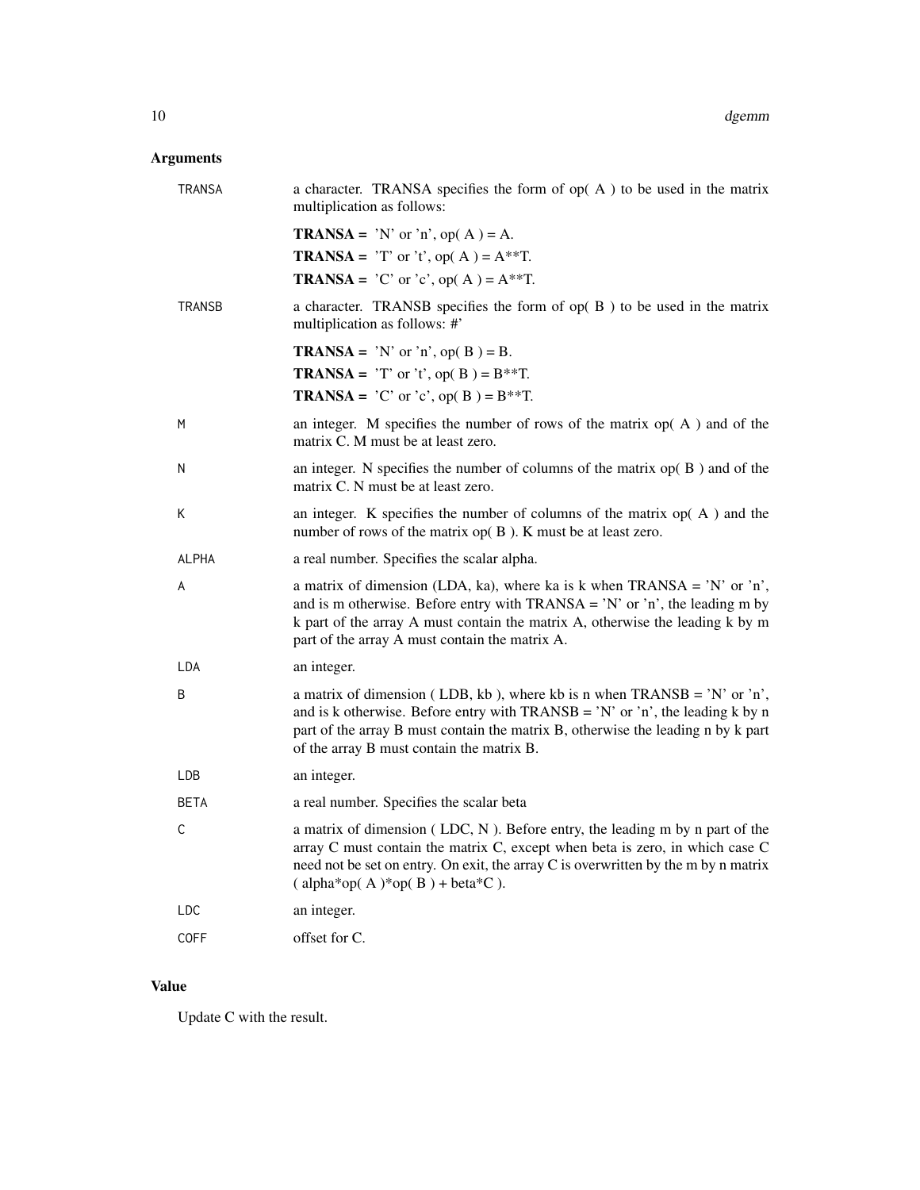## Arguments

- **TRANSA** a character. TRANSA specifies the form of op( A ) to be used in the matrix multiplication as follows:

  **TRANSA =** 'N' or 'n', op( A ) = A.

  **TRANSA =** 'T' or 't', op( A ) = A**T.

  **TRANSA =** 'C' or 'c', op( A ) = A**T.

- **TRANSB** a character. TRANSB specifies the form of op( B ) to be used in the matrix multiplication as follows: #'

  **TRANSA =** 'N' or 'n', op( B ) = B.

  **TRANSA =** 'T' or 't', op( B ) = B**T.

  **TRANSA =** 'C' or 'c', op( B ) = B**T.

- **M** an integer. M specifies the number of rows of the matrix op( A ) and of the matrix C. M must be at least zero.
- **N** an integer. N specifies the number of columns of the matrix op( B ) and of the matrix C. N must be at least zero.
- **K** an integer. K specifies the number of columns of the matrix op( A ) and the number of rows of the matrix op( B ). K must be at least zero.
- **ALPHA** a real number. Specifies the scalar alpha.
- **A** a matrix of dimension (LDA, ka), where ka is k when TRANSA = 'N' or 'n', and is m otherwise. Before entry with TRANSA = 'N' or 'n', the leading m by k part of the array A must contain the matrix A, otherwise the leading k by m part of the array A must contain the matrix A.
- **LDA** an integer.
- **B** a matrix of dimension ( LDB, kb ), where kb is n when TRANSB = 'N' or 'n', and is k otherwise. Before entry with TRANSB = 'N' or 'n', the leading k by n part of the array B must contain the matrix B, otherwise the leading n by k part of the array B must contain the matrix B.
- **LDB** an integer.
- **BETA** a real number. Specifies the scalar beta
- **C** a matrix of dimension ( LDC, N ). Before entry, the leading m by n part of the array C must contain the matrix C, except when beta is zero, in which case C need not be set on entry. On exit, the array C is overwritten by the m by n matrix ( alpha*op( A )*op( B ) + beta*C ).
- **LDC** an integer.
- **COFF** offset for C.

## Value

Update C with the result.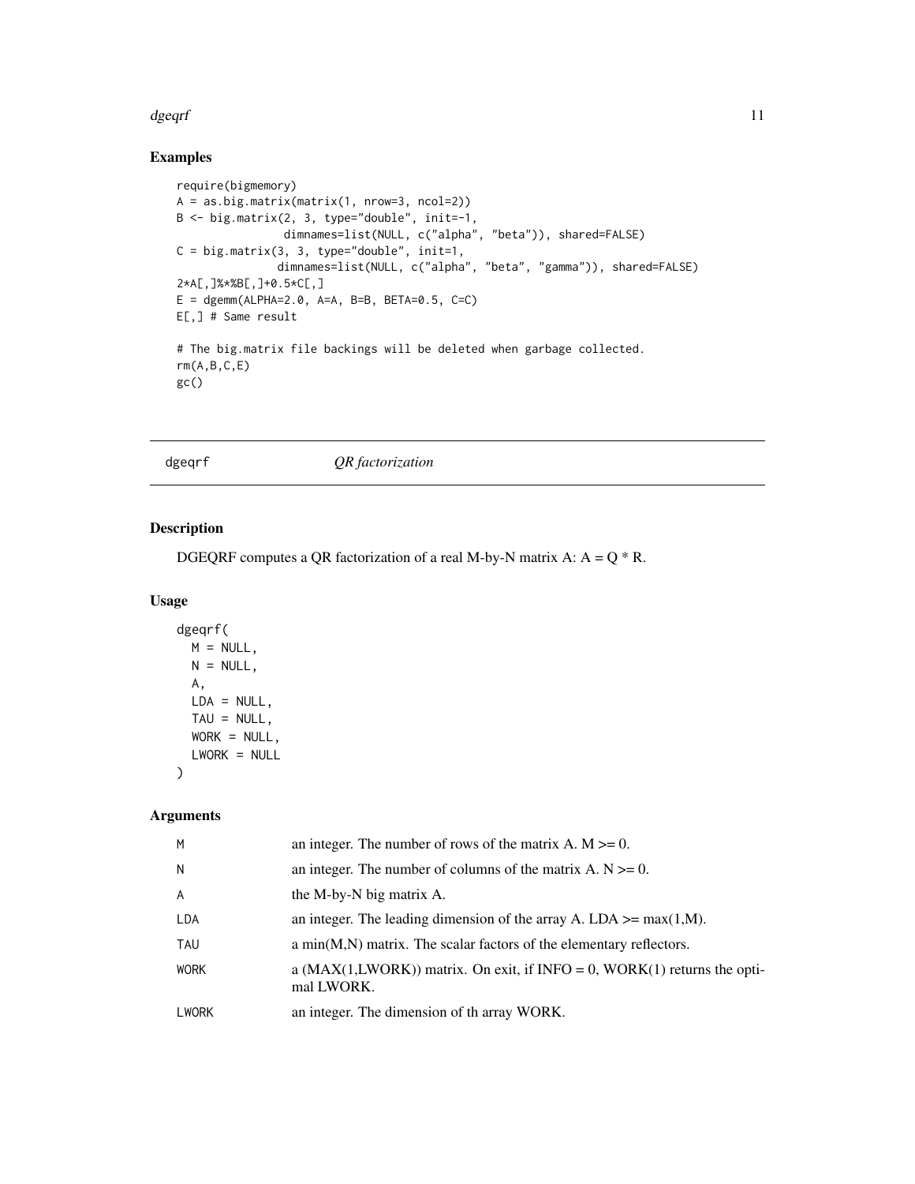## Examples

```
require(bigmemory)
A = as.big.matrix(matrix(1, nrow=3, ncol=2))
B <- big.matrix(2, 3, type="double", init=-1,
                dimnames=list(NULL, c("alpha", "beta")), shared=FALSE)
C = big.matrix(3, 3, type="double", init=1,
               dimnames=list(NULL, c("alpha", "beta", "gamma")), shared=FALSE)
2*A[,]%*%B[,]+0.5*C[,]
E = dgemm(ALPHA=2.0, A=A, B=B, BETA=0.5, C=C)
E[,] # Same result

# The big.matrix file backings will be deleted when garbage collected.
rm(A,B,C,E)
gc()
```

---

# dgeqrf *QR factorization*

---

## Description

DGEQRF computes a QR factorization of a real M-by-N matrix A: A = Q * R.

## Usage

```
dgeqrf(
  M = NULL,
  N = NULL,
  A,
  LDA = NULL,
  TAU = NULL,
  WORK = NULL,
  LWORK = NULL
)
```

## Arguments

| | |
|---|---|
| M | an integer. The number of rows of the matrix A. M >= 0. |
| N | an integer. The number of columns of the matrix A. N >= 0. |
| A | the M-by-N big matrix A. |
| LDA | an integer. The leading dimension of the array A. LDA >= max(1,M). |
| TAU | a min(M,N) matrix. The scalar factors of the elementary reflectors. |
| WORK | a (MAX(1,LWORK)) matrix. On exit, if INFO = 0, WORK(1) returns the optimal LWORK. |
| LWORK | an integer. The dimension of th array WORK. |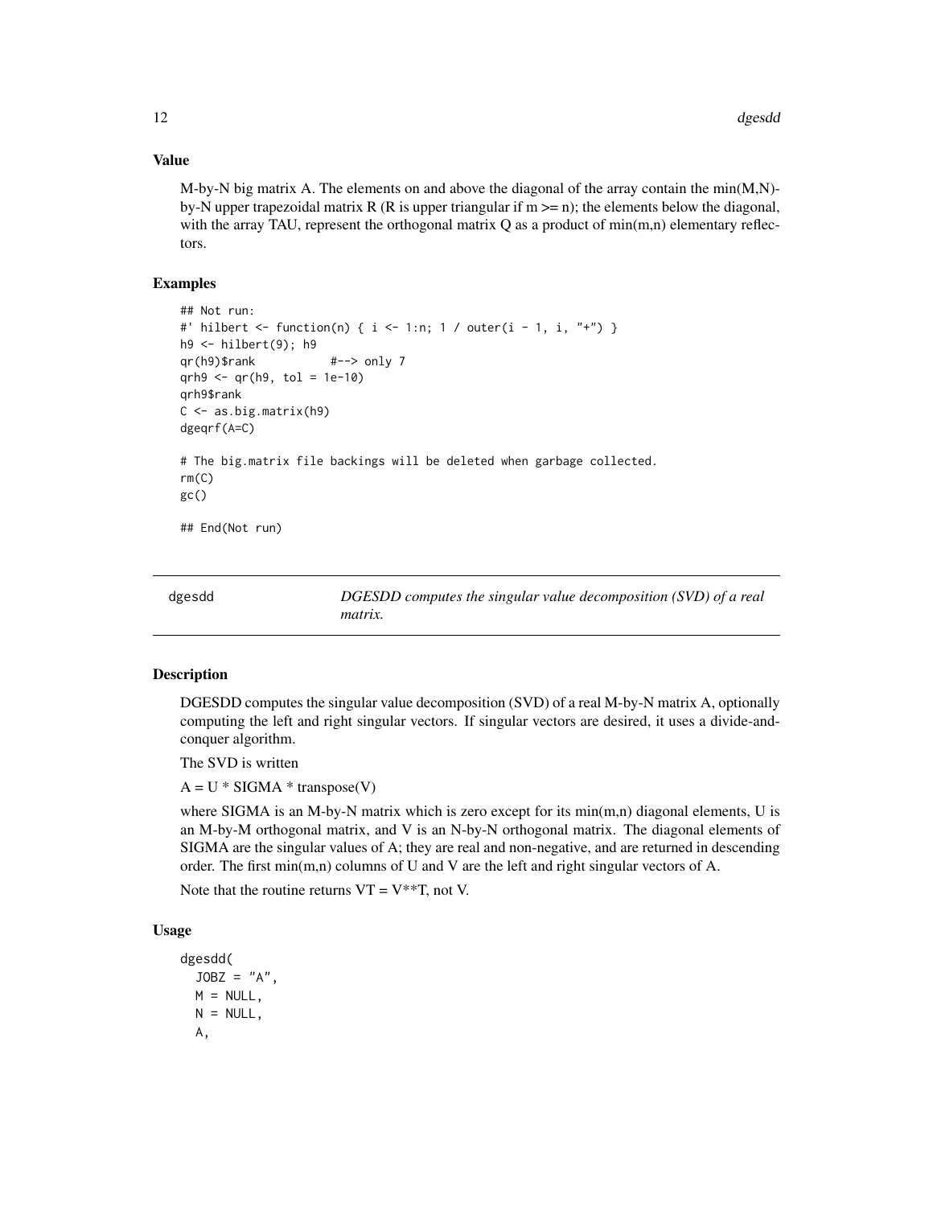### Value

M-by-N big matrix A. The elements on and above the diagonal of the array contain the min(M,N)-by-N upper trapezoidal matrix R (R is upper triangular if m >= n); the elements below the diagonal, with the array TAU, represent the orthogonal matrix Q as a product of min(m,n) elementary reflectors.

### Examples

```
## Not run:
#' hilbert <- function(n) { i <- 1:n; 1 / outer(i - 1, i, "+") }
h9 <- hilbert(9); h9
qr(h9)$rank          #--> only 7
qrh9 <- qr(h9, tol = 1e-10)
qrh9$rank
C <- as.big.matrix(h9)
dgeqrf(A=C)

# The big.matrix file backings will be deleted when garbage collected.
rm(C)
gc()

## End(Not run)
```

---

## dgesdd — *DGESDD computes the singular value decomposition (SVD) of a real matrix.*

---

### Description

DGESDD computes the singular value decomposition (SVD) of a real M-by-N matrix A, optionally computing the left and right singular vectors. If singular vectors are desired, it uses a divide-and-conquer algorithm.

The SVD is written

A = U * SIGMA * transpose(V)

where SIGMA is an M-by-N matrix which is zero except for its min(m,n) diagonal elements, U is an M-by-M orthogonal matrix, and V is an N-by-N orthogonal matrix. The diagonal elements of SIGMA are the singular values of A; they are real and non-negative, and are returned in descending order. The first min(m,n) columns of U and V are the left and right singular vectors of A.

Note that the routine returns VT = V**T, not V.

### Usage

```
dgesdd(
  JOBZ = "A",
  M = NULL,
  N = NULL,
  A,
```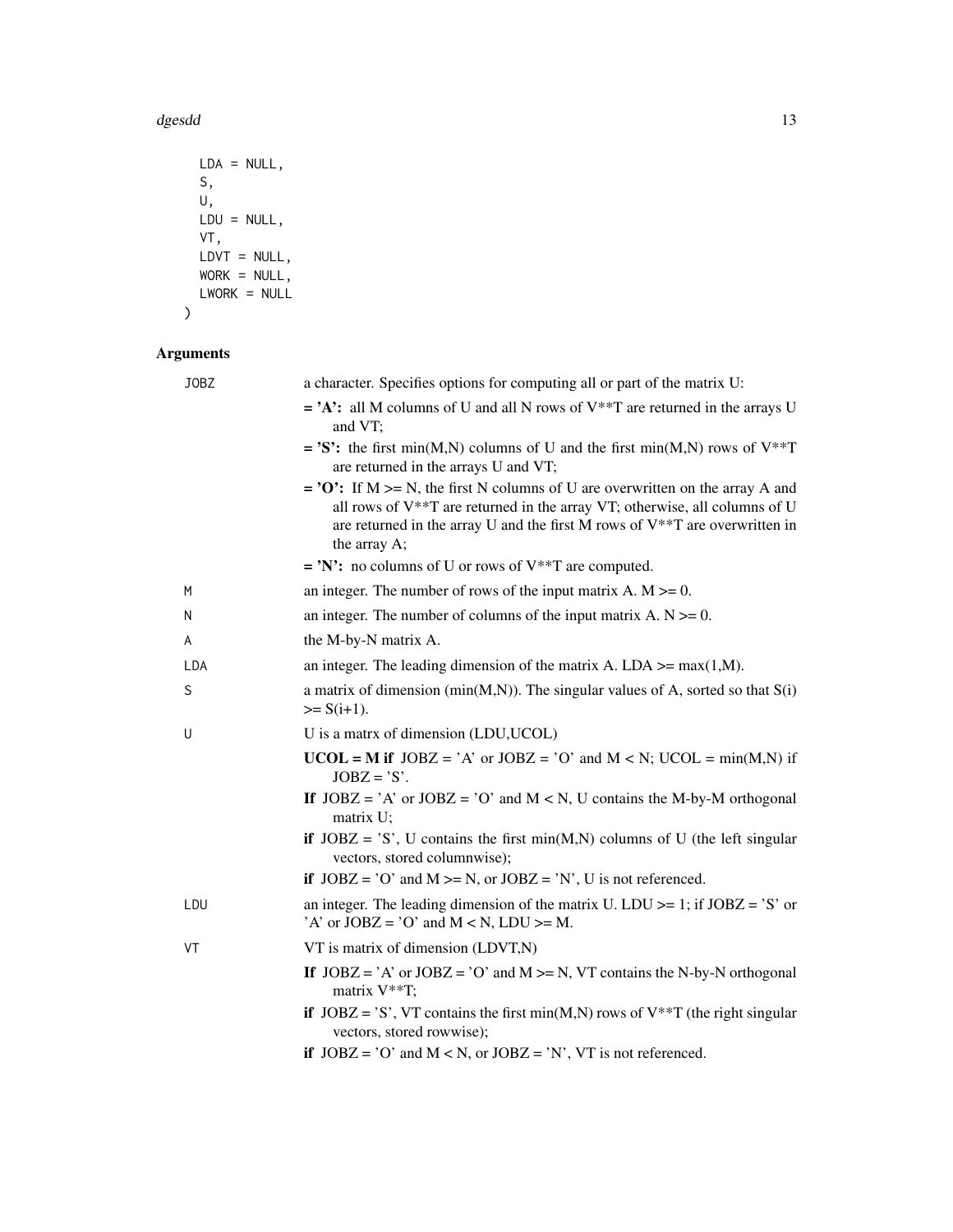```
  LDA = NULL,
  S,
  U,
  LDU = NULL,
  VT,
  LDVT = NULL,
  WORK = NULL,
  LWORK = NULL
)
```

## Arguments

- `JOBZ` a character. Specifies options for computing all or part of the matrix U:
  - **= 'A':** all M columns of U and all N rows of V**T are returned in the arrays U and VT;
  - **= 'S':** the first min(M,N) columns of U and the first min(M,N) rows of V**T are returned in the arrays U and VT;
  - **= 'O':** If M >= N, the first N columns of U are overwritten on the array A and all rows of V**T are returned in the array VT; otherwise, all columns of U are returned in the array U and the first M rows of V**T are overwritten in the array A;
  - **= 'N':** no columns of U or rows of V**T are computed.
- `M` an integer. The number of rows of the input matrix A. M >= 0.
- `N` an integer. The number of columns of the input matrix A. N >= 0.
- `A` the M-by-N matrix A.
- `LDA` an integer. The leading dimension of the matrix A. LDA >= max(1,M).
- `S` a matrix of dimension (min(M,N)). The singular values of A, sorted so that S(i) >= S(i+1).
- `U` U is a matrx of dimension (LDU,UCOL)
  - **UCOL = M if** JOBZ = 'A' or JOBZ = 'O' and M < N; UCOL = min(M,N) if JOBZ = 'S'.
  - **If** JOBZ = 'A' or JOBZ = 'O' and M < N, U contains the M-by-M orthogonal matrix U;
  - **if** JOBZ = 'S', U contains the first min(M,N) columns of U (the left singular vectors, stored columnwise);
  - **if** JOBZ = 'O' and M >= N, or JOBZ = 'N', U is not referenced.
- `LDU` an integer. The leading dimension of the matrix U. LDU >= 1; if JOBZ = 'S' or 'A' or JOBZ = 'O' and M < N, LDU >= M.
- `VT` VT is matrix of dimension (LDVT,N)
  - **If** JOBZ = 'A' or JOBZ = 'O' and M >= N, VT contains the N-by-N orthogonal matrix V**T;
  - **if** JOBZ = 'S', VT contains the first min(M,N) rows of V**T (the right singular vectors, stored rowwise);
  - **if** JOBZ = 'O' and M < N, or JOBZ = 'N', VT is not referenced.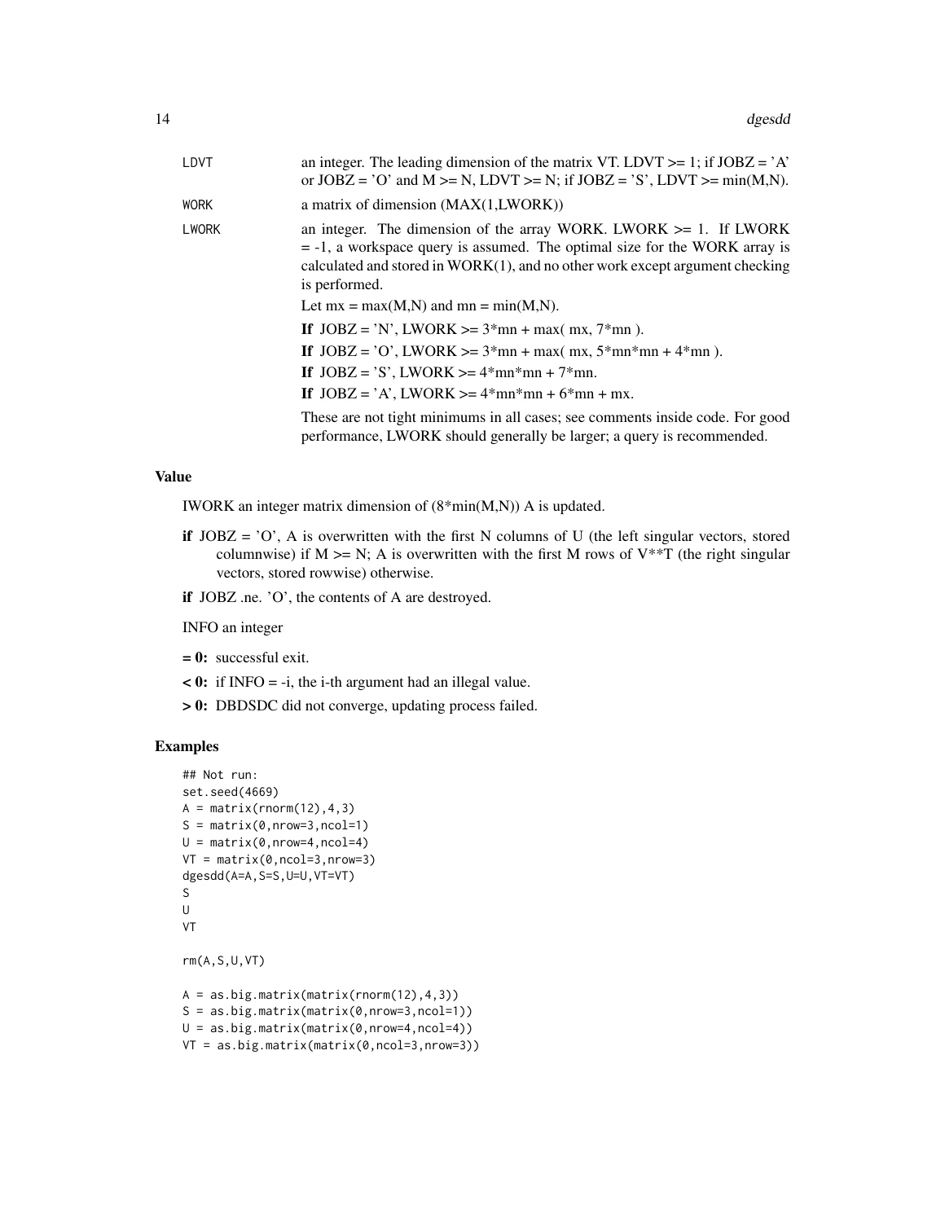| | |
|---|---|
| LDVT | an integer. The leading dimension of the matrix VT. LDVT >= 1; if JOBZ = 'A' or JOBZ = 'O' and M >= N, LDVT >= N; if JOBZ = 'S', LDVT >= min(M,N). |
| WORK | a matrix of dimension (MAX(1,LWORK)) |
| LWORK | an integer. The dimension of the array WORK. LWORK >= 1. If LWORK = -1, a workspace query is assumed. The optimal size for the WORK array is calculated and stored in WORK(1), and no other work except argument checking is performed.<br><br>Let mx = max(M,N) and mn = min(M,N).<br><br>**If** JOBZ = 'N', LWORK >= 3*mn + max( mx, 7*mn ).<br><br>**If** JOBZ = 'O', LWORK >= 3*mn + max( mx, 5*mn*mn + 4*mn ).<br><br>**If** JOBZ = 'S', LWORK >= 4*mn*mn + 7*mn.<br><br>**If** JOBZ = 'A', LWORK >= 4*mn*mn + 6*mn + mx.<br><br>These are not tight minimums in all cases; see comments inside code. For good performance, LWORK should generally be larger; a query is recommended. |

## Value

IWORK an integer matrix dimension of (8*min(M,N)) A is updated.

- **if** JOBZ = 'O', A is overwritten with the first N columns of U (the left singular vectors, stored columnwise) if M >= N; A is overwritten with the first M rows of V**T (the right singular vectors, stored rowwise) otherwise.
- **if** JOBZ .ne. 'O', the contents of A are destroyed.

INFO an integer

- **= 0:** successful exit.
- **< 0:** if INFO = -i, the i-th argument had an illegal value.
- **> 0:** DBDSDC did not converge, updating process failed.

## Examples

```
## Not run:
set.seed(4669)
A = matrix(rnorm(12),4,3)
S = matrix(0,nrow=3,ncol=1)
U = matrix(0,nrow=4,ncol=4)
VT = matrix(0,ncol=3,nrow=3)
dgesdd(A=A,S=S,U=U,VT=VT)
S
U
VT

rm(A,S,U,VT)

A = as.big.matrix(matrix(rnorm(12),4,3))
S = as.big.matrix(matrix(0,nrow=3,ncol=1))
U = as.big.matrix(matrix(0,nrow=4,ncol=4))
VT = as.big.matrix(matrix(0,ncol=3,nrow=3))
```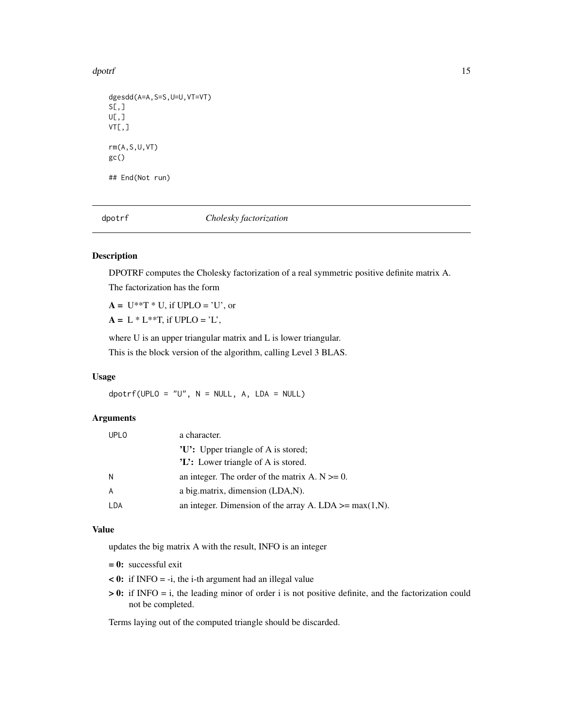```
dgesdd(A=A,S=S,U=U,VT=VT)
S[,]
U[,]
VT[,]

rm(A,S,U,VT)
gc()

## End(Not run)
```

## dpotrf *Cholesky factorization*

### Description

DPOTRF computes the Cholesky factorization of a real symmetric positive definite matrix A.

The factorization has the form

**A =** U**T * U, if UPLO = 'U', or

**A =** L * L**T, if UPLO = 'L',

where U is an upper triangular matrix and L is lower triangular.

This is the block version of the algorithm, calling Level 3 BLAS.

### Usage

```
dpotrf(UPLO = "U", N = NULL, A, LDA = NULL)
```

### Arguments

| | |
|---|---|
| UPLO | a character.<br>**'U':** Upper triangle of A is stored;<br>**'L':** Lower triangle of A is stored. |
| N | an integer. The order of the matrix A. N >= 0. |
| A | a big.matrix, dimension (LDA,N). |
| LDA | an integer. Dimension of the array A. LDA >= max(1,N). |

### Value

updates the big matrix A with the result, INFO is an integer

- **= 0:** successful exit
- **< 0:** if INFO = -i, the i-th argument had an illegal value
- **> 0:** if INFO = i, the leading minor of order i is not positive definite, and the factorization could not be completed.

Terms laying out of the computed triangle should be discarded.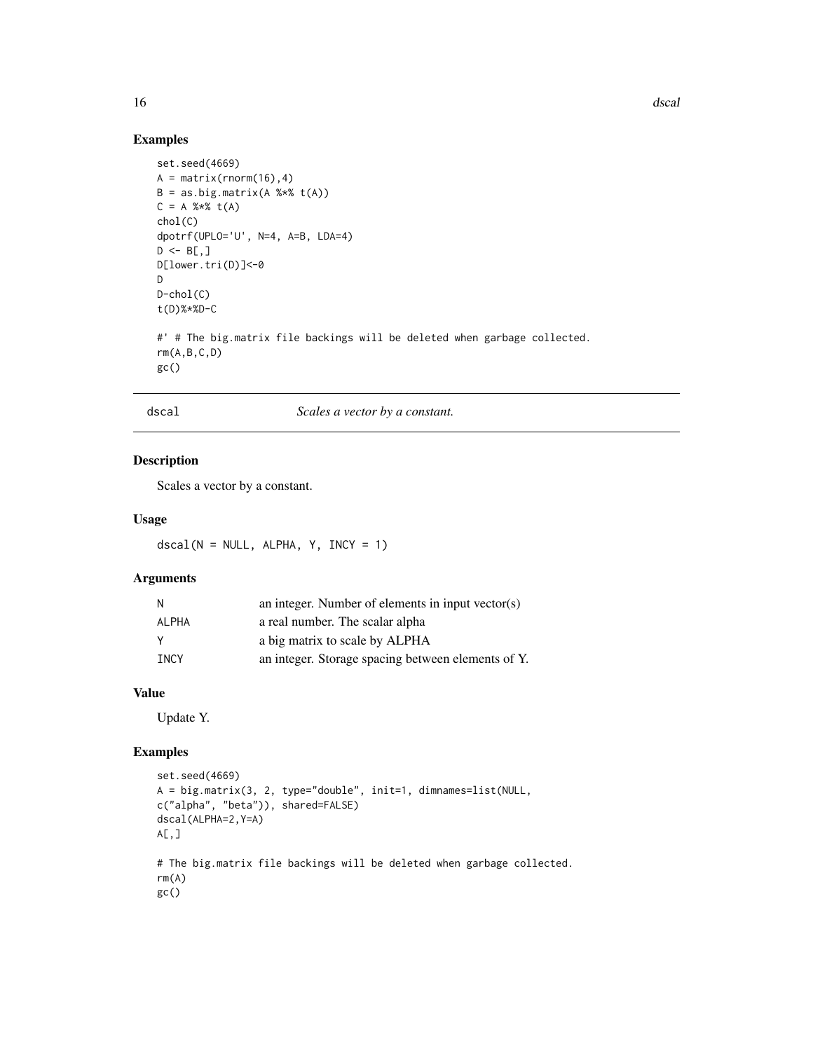## Examples

```
set.seed(4669)
A = matrix(rnorm(16),4)
B = as.big.matrix(A %*% t(A))
C = A %*% t(A)
chol(C)
dpotrf(UPLO='U', N=4, A=B, LDA=4)
D <- B[,]
D[lower.tri(D)]<-0
D
D-chol(C)
t(D)%*%D-C

#' # The big.matrix file backings will be deleted when garbage collected.
rm(A,B,C,D)
gc()
```

# dscal — *Scales a vector by a constant.*

## Description

Scales a vector by a constant.

## Usage

```
dscal(N = NULL, ALPHA, Y, INCY = 1)
```

## Arguments

| | |
|---|---|
| N | an integer. Number of elements in input vector(s) |
| ALPHA | a real number. The scalar alpha |
| Y | a big matrix to scale by ALPHA |
| INCY | an integer. Storage spacing between elements of Y. |

## Value

Update Y.

## Examples

```
set.seed(4669)
A = big.matrix(3, 2, type="double", init=1, dimnames=list(NULL,
c("alpha", "beta")), shared=FALSE)
dscal(ALPHA=2,Y=A)
A[,]

# The big.matrix file backings will be deleted when garbage collected.
rm(A)
gc()
```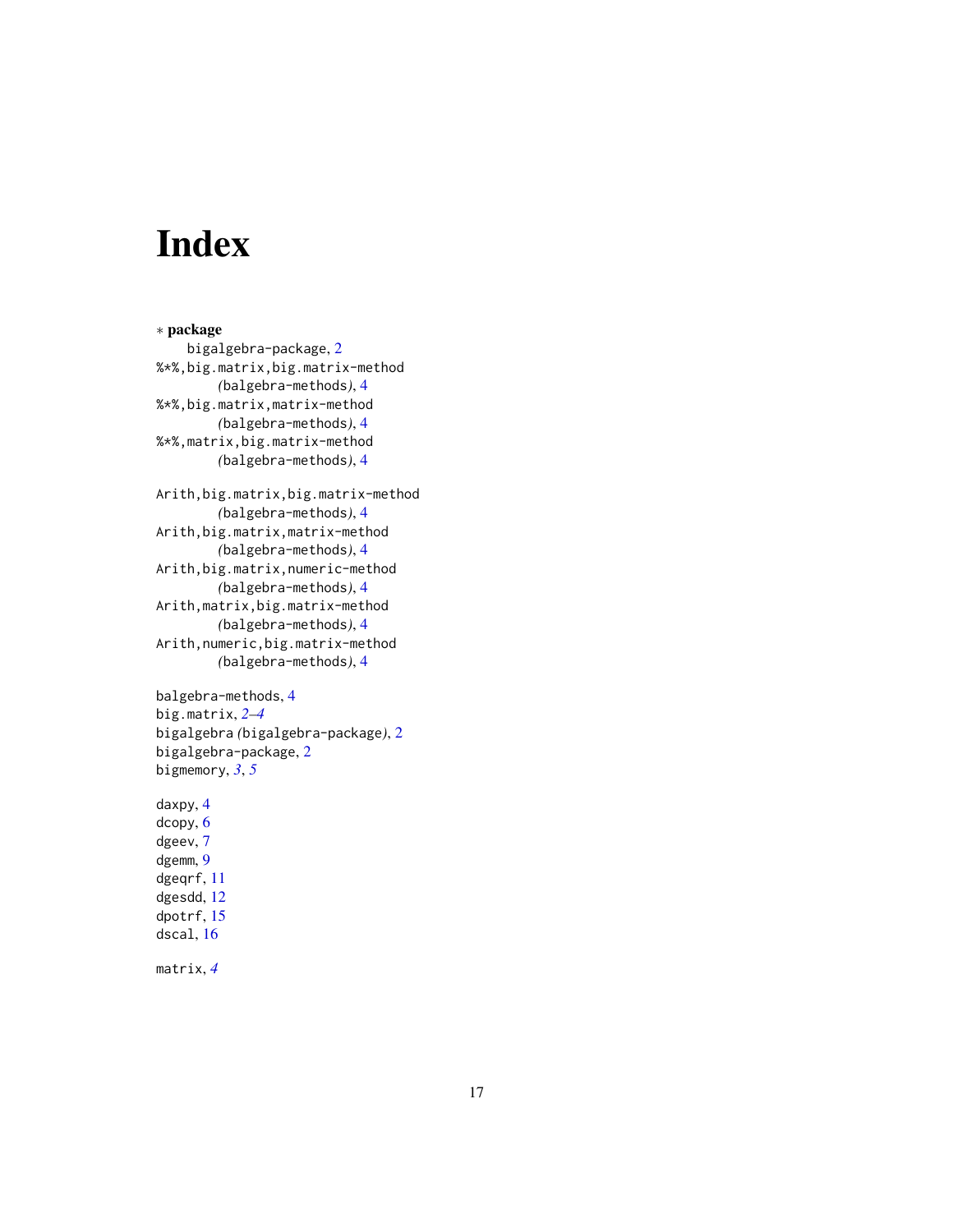# Index

∗ **package**
    bigalgebra-package, 2

%*%,big.matrix,big.matrix-method
    *(*balgebra-methods*)*, 4

%*%,big.matrix,matrix-method
    *(*balgebra-methods*)*, 4

%*%,matrix,big.matrix-method
    *(*balgebra-methods*)*, 4

Arith,big.matrix,big.matrix-method
    *(*balgebra-methods*)*, 4

Arith,big.matrix,matrix-method
    *(*balgebra-methods*)*, 4

Arith,big.matrix,numeric-method
    *(*balgebra-methods*)*, 4

Arith,matrix,big.matrix-method
    *(*balgebra-methods*)*, 4

Arith,numeric,big.matrix-method
    *(*balgebra-methods*)*, 4

balgebra-methods, 4
big.matrix, *2–4*
bigalgebra *(*bigalgebra-package*)*, 2
bigalgebra-package, 2
bigmemory, *3*, *5*

daxpy, 4
dcopy, 6
dgeev, 7
dgemm, 9
dgeqrf, 11
dgesdd, 12
dpotrf, 15
dscal, 16

matrix, *4*